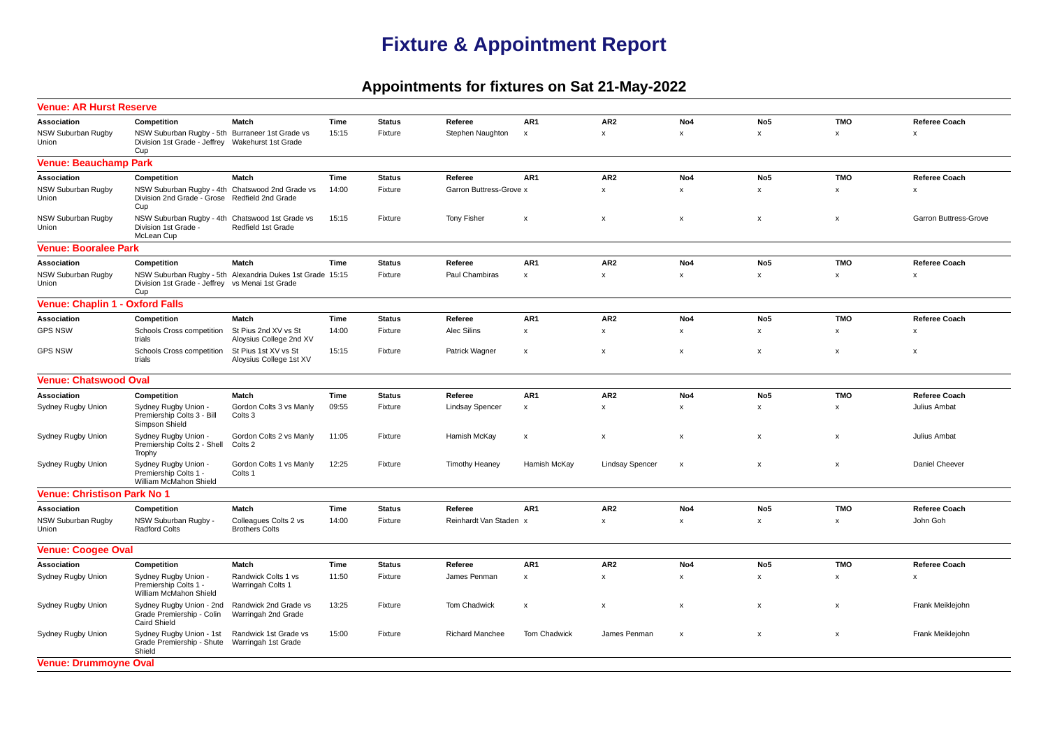# Fixture & Appointment Report

## Appointments for fixtures on Sat 21-May-2022

### Venue: AR Hurst Reserve

| Association | Competition | Match | Time | Status | Referee | AR1 | AR2 | No4 | No5 | TMO | Referee Coach |
|---|---|---|---|---|---|---|---|---|---|---|---|
| NSW Suburban Rugby Union | NSW Suburban Rugby - 5th Division 1st Grade - Jeffrey Cup | Burraneer 1st Grade vs Wakehurst 1st Grade | 15:15 | Fixture | Stephen Naughton | x | x | x | x | x | x |

### Venue: Beauchamp Park

| Association | Competition | Match | Time | Status | Referee | AR1 | AR2 | No4 | No5 | TMO | Referee Coach |
|---|---|---|---|---|---|---|---|---|---|---|---|
| NSW Suburban Rugby Union | NSW Suburban Rugby - 4th Division 2nd Grade - Grose Cup | Chatswood 2nd Grade vs Redfield 2nd Grade | 14:00 | Fixture | Garron Buttress-Grove | x | x | x | x | x | x |
| NSW Suburban Rugby Union | NSW Suburban Rugby - 4th Division 1st Grade - McLean Cup | Chatswood 1st Grade vs Redfield 1st Grade | 15:15 | Fixture | Tony Fisher | x | x | x | x | x | Garron Buttress-Grove |

### Venue: Booralee Park

| Association | Competition | Match | Time | Status | Referee | AR1 | AR2 | No4 | No5 | TMO | Referee Coach |
|---|---|---|---|---|---|---|---|---|---|---|---|
| NSW Suburban Rugby Union | NSW Suburban Rugby - 5th Division 1st Grade - Jeffrey Cup | Alexandria Dukes 1st Grade vs Menai 1st Grade | 15:15 | Fixture | Paul Chambiras | x | x | x | x | x | x |

### Venue: Chaplin 1 - Oxford Falls

| Association | Competition | Match | Time | Status | Referee | AR1 | AR2 | No4 | No5 | TMO | Referee Coach |
|---|---|---|---|---|---|---|---|---|---|---|---|
| GPS NSW | Schools Cross competition trials | St Pius 2nd XV vs St Aloysius College 2nd XV | 14:00 | Fixture | Alec Silins | x | x | x | x | x | x |
| GPS NSW | Schools Cross competition trials | St Pius 1st XV vs St Aloysius College 1st XV | 15:15 | Fixture | Patrick Wagner | x | x | x | x | x | x |

### Venue: Chatswood Oval

| Association | Competition | Match | Time | Status | Referee | AR1 | AR2 | No4 | No5 | TMO | Referee Coach |
|---|---|---|---|---|---|---|---|---|---|---|---|
| Sydney Rugby Union | Sydney Rugby Union - Premiership Colts 3 - Bill Simpson Shield | Gordon Colts 3 vs Manly Colts 3 | 09:55 | Fixture | Lindsay Spencer | x | x | x | x | x | Julius Ambat |
| Sydney Rugby Union | Sydney Rugby Union - Premiership Colts 2 - Shell Trophy | Gordon Colts 2 vs Manly Colts 2 | 11:05 | Fixture | Hamish McKay | x | x | x | x | x | Julius Ambat |
| Sydney Rugby Union | Sydney Rugby Union - Premiership Colts 1 - William McMahon Shield | Gordon Colts 1 vs Manly Colts 1 | 12:25 | Fixture | Timothy Heaney | Hamish McKay | Lindsay Spencer | x | x | x | Daniel Cheever |

### Venue: Christison Park No 1

| Association | Competition | Match | Time | Status | Referee | AR1 | AR2 | No4 | No5 | TMO | Referee Coach |
|---|---|---|---|---|---|---|---|---|---|---|---|
| NSW Suburban Rugby Union | NSW Suburban Rugby - Radford Colts | Colleagues Colts 2 vs Brothers Colts | 14:00 | Fixture | Reinhardt Van Staden | x | x | x | x | x | John Goh |

### Venue: Coogee Oval

| Association | Competition | Match | Time | Status | Referee | AR1 | AR2 | No4 | No5 | TMO | Referee Coach |
|---|---|---|---|---|---|---|---|---|---|---|---|
| Sydney Rugby Union | Sydney Rugby Union - Premiership Colts 1 - William McMahon Shield | Randwick Colts 1 vs Warringah Colts 1 | 11:50 | Fixture | James Penman | x | x | x | x | x | x |
| Sydney Rugby Union | Sydney Rugby Union - 2nd Grade Premiership - Colin Caird Shield | Randwick 2nd Grade vs Warringah 2nd Grade | 13:25 | Fixture | Tom Chadwick | x | x | x | x | x | Frank Meiklejohn |
| Sydney Rugby Union | Sydney Rugby Union - 1st Grade Premiership - Shute Shield | Randwick 1st Grade vs Warringah 1st Grade | 15:00 | Fixture | Richard Manchee | Tom Chadwick | James Penman | x | x | x | Frank Meiklejohn |

### Venue: Drummoyne Oval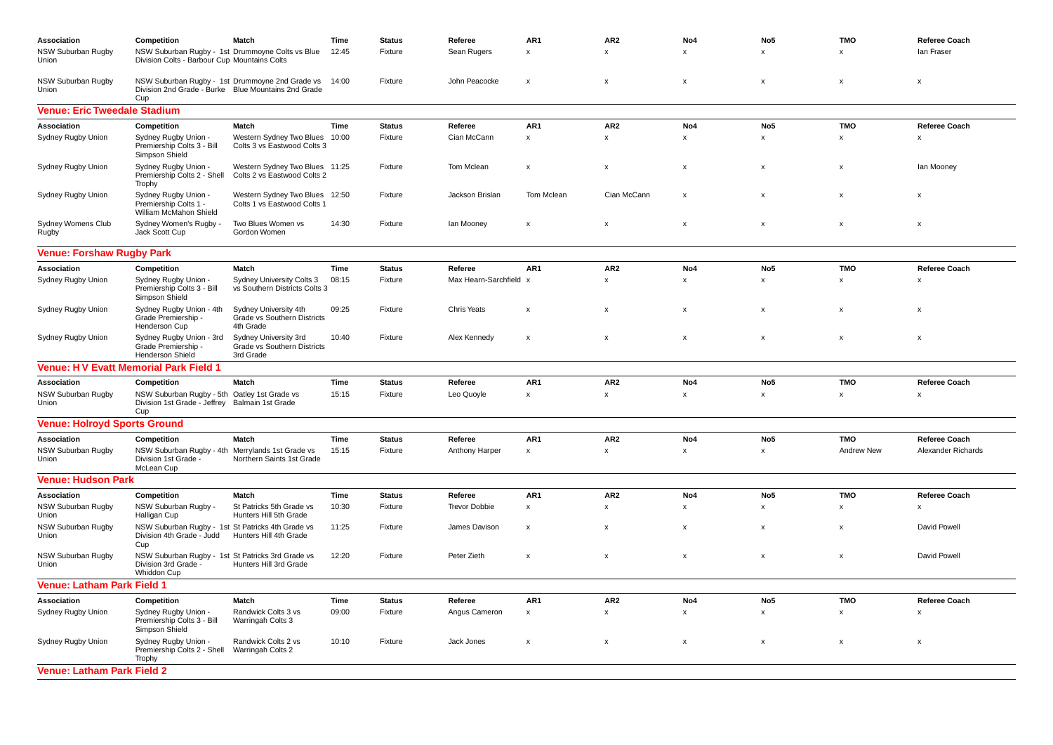| Association | Competition | Match | Time | Status | Referee | AR1 | AR2 | No4 | No5 | TMO | Referee Coach |
|---|---|---|---|---|---|---|---|---|---|---|---|
| NSW Suburban Rugby Union | NSW Suburban Rugby - 1st Division Colts - Barbour Cup | Drummoyne Colts vs Blue Mountains Colts | 12:45 | Fixture | Sean Rugers | x | x | x | x | x | Ian Fraser |
| NSW Suburban Rugby Union | NSW Suburban Rugby - 1st Division 2nd Grade - Burke Cup | Drummoyne 2nd Grade vs Blue Mountains 2nd Grade | 14:00 | Fixture | John Peacocke | x | x | x | x | x | x |

## Venue: Eric Tweedale Stadium

| Association | Competition | Match | Time | Status | Referee | AR1 | AR2 | No4 | No5 | TMO | Referee Coach |
|---|---|---|---|---|---|---|---|---|---|---|---|
| Sydney Rugby Union | Sydney Rugby Union - Premiership Colts 3 - Bill Simpson Shield | Western Sydney Two Blues Colts 3 vs Eastwood Colts 3 | 10:00 | Fixture | Cian McCann | x | x | x | x | x | x |
| Sydney Rugby Union | Sydney Rugby Union - Premiership Colts 2 - Shell Trophy | Western Sydney Two Blues Colts 2 vs Eastwood Colts 2 | 11:25 | Fixture | Tom Mclean | x | x | x | x | x | Ian Mooney |
| Sydney Rugby Union | Sydney Rugby Union - Premiership Colts 1 - William McMahon Shield | Western Sydney Two Blues Colts 1 vs Eastwood Colts 1 | 12:50 | Fixture | Jackson Brislan | Tom Mclean | Cian McCann | x | x | x | x |
| Sydney Womens Club Rugby | Sydney Women's Rugby - Jack Scott Cup | Two Blues Women vs Gordon Women | 14:30 | Fixture | Ian Mooney | x | x | x | x | x | x |

## Venue: Forshaw Rugby Park

| Association | Competition | Match | Time | Status | Referee | AR1 | AR2 | No4 | No5 | TMO | Referee Coach |
|---|---|---|---|---|---|---|---|---|---|---|---|
| Sydney Rugby Union | Sydney Rugby Union - Premiership Colts 3 - Bill Simpson Shield | Sydney University Colts 3 vs Southern Districts Colts 3 | 08:15 | Fixture | Max Hearn-Sarchfield | x | x | x | x | x | x |
| Sydney Rugby Union | Sydney Rugby Union - 4th Grade Premiership - Henderson Cup | Sydney University 4th Grade vs Southern Districts 4th Grade | 09:25 | Fixture | Chris Yeats | x | x | x | x | x | x |
| Sydney Rugby Union | Sydney Rugby Union - 3rd Grade Premiership - Henderson Shield | Sydney University 3rd Grade vs Southern Districts 3rd Grade | 10:40 | Fixture | Alex Kennedy | x | x | x | x | x | x |

## Venue: H V Evatt Memorial Park Field 1

| Association | Competition | Match | Time | Status | Referee | AR1 | AR2 | No4 | No5 | TMO | Referee Coach |
|---|---|---|---|---|---|---|---|---|---|---|---|
| NSW Suburban Rugby Union | NSW Suburban Rugby - 5th Division 1st Grade - Jeffrey Cup | Oatley 1st Grade vs Balmain 1st Grade | 15:15 | Fixture | Leo Quoyle | x | x | x | x | x | x |

## Venue: Holroyd Sports Ground

| Association | Competition | Match | Time | Status | Referee | AR1 | AR2 | No4 | No5 | TMO | Referee Coach |
|---|---|---|---|---|---|---|---|---|---|---|---|
| NSW Suburban Rugby Union | NSW Suburban Rugby - 4th Division 1st Grade - McLean Cup | Merrylands 1st Grade vs Northern Saints 1st Grade | 15:15 | Fixture | Anthony Harper | x | x | x | x | Andrew New | Alexander Richards |

## Venue: Hudson Park

| Association | Competition | Match | Time | Status | Referee | AR1 | AR2 | No4 | No5 | TMO | Referee Coach |
|---|---|---|---|---|---|---|---|---|---|---|---|
| NSW Suburban Rugby Union | NSW Suburban Rugby - Halligan Cup | St Patricks 5th Grade vs Hunters Hill 5th Grade | 10:30 | Fixture | Trevor Dobbie | x | x | x | x | x | x |
| NSW Suburban Rugby Union | NSW Suburban Rugby - 1st Division 4th Grade - Judd Cup | St Patricks 4th Grade vs Hunters Hill 4th Grade | 11:25 | Fixture | James Davison | x | x | x | x | x | David Powell |
| NSW Suburban Rugby Union | NSW Suburban Rugby - 1st Division 3rd Grade - Whiddon Cup | St Patricks 3rd Grade vs Hunters Hill 3rd Grade | 12:20 | Fixture | Peter Zieth | x | x | x | x | x | David Powell |

## Venue: Latham Park Field 1

| Association | Competition | Match | Time | Status | Referee | AR1 | AR2 | No4 | No5 | TMO | Referee Coach |
|---|---|---|---|---|---|---|---|---|---|---|---|
| Sydney Rugby Union | Sydney Rugby Union - Premiership Colts 3 - Bill Simpson Shield | Randwick Colts 3 vs Warringah Colts 3 | 09:00 | Fixture | Angus Cameron | x | x | x | x | x | x |
| Sydney Rugby Union | Sydney Rugby Union - Premiership Colts 2 - Shell Trophy | Randwick Colts 2 vs Warringah Colts 2 | 10:10 | Fixture | Jack Jones | x | x | x | x | x | x |

## Venue: Latham Park Field 2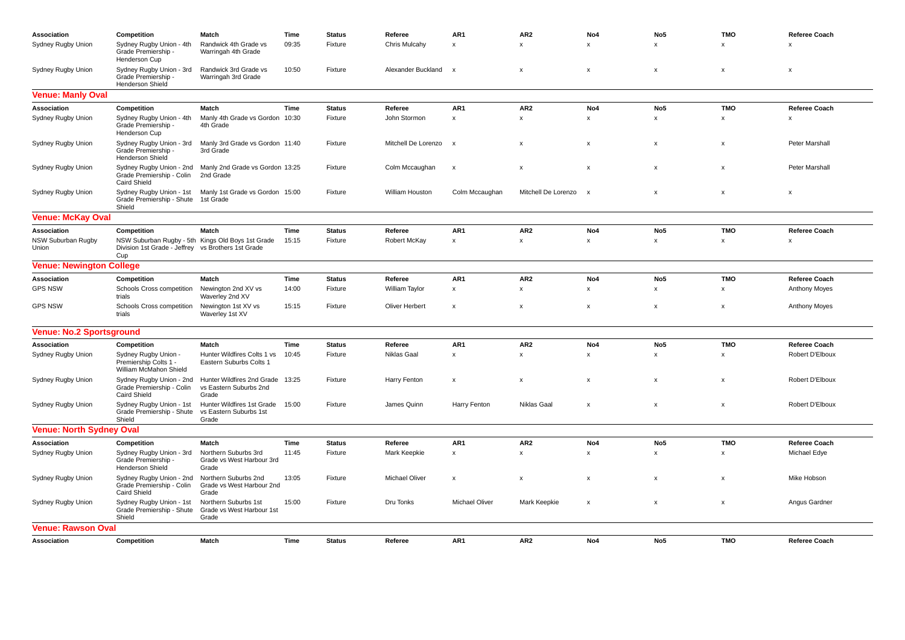| Association | Competition | Match | Time | Status | Referee | AR1 | AR2 | No4 | No5 | TMO | Referee Coach |
|---|---|---|---|---|---|---|---|---|---|---|---|
| Sydney Rugby Union | Sydney Rugby Union - 4th Grade Premiership - Henderson Cup | Randwick 4th Grade vs Warringah 4th Grade | 09:35 | Fixture | Chris Mulcahy | x | x | x | x | x | x |
| Sydney Rugby Union | Sydney Rugby Union - 3rd Grade Premiership - Henderson Shield | Randwick 3rd Grade vs Warringah 3rd Grade | 10:50 | Fixture | Alexander Buckland | x | x | x | x | x | x |

## Venue: Manly Oval

| Association | Competition | Match | Time | Status | Referee | AR1 | AR2 | No4 | No5 | TMO | Referee Coach |
|---|---|---|---|---|---|---|---|---|---|---|---|
| Sydney Rugby Union | Sydney Rugby Union - 4th Grade Premiership - Henderson Cup | Manly 4th Grade vs Gordon 4th Grade | 10:30 | Fixture | John Stormon | x | x | x | x | x | x |
| Sydney Rugby Union | Sydney Rugby Union - 3rd Grade Premiership - Henderson Shield | Manly 3rd Grade vs Gordon 3rd Grade | 11:40 | Fixture | Mitchell De Lorenzo | x | x | x | x | x | Peter Marshall |
| Sydney Rugby Union | Sydney Rugby Union - 2nd Grade Premiership - Colin Caird Shield | Manly 2nd Grade vs Gordon 2nd Grade | 13:25 | Fixture | Colm Mccaughan | x | x | x | x | x | Peter Marshall |
| Sydney Rugby Union | Sydney Rugby Union - 1st Grade Premiership - Shute Shield | Manly 1st Grade vs Gordon 1st Grade | 15:00 | Fixture | William Houston | Colm Mccaughan | Mitchell De Lorenzo | x | x | x | x |

## Venue: McKay Oval

| Association | Competition | Match | Time | Status | Referee | AR1 | AR2 | No4 | No5 | TMO | Referee Coach |
|---|---|---|---|---|---|---|---|---|---|---|---|
| NSW Suburban Rugby Union | NSW Suburban Rugby - 5th Division 1st Grade - Jeffrey Cup | Kings Old Boys 1st Grade vs Brothers 1st Grade | 15:15 | Fixture | Robert McKay | x | x | x | x | x | x |

## Venue: Newington College

| Association | Competition | Match | Time | Status | Referee | AR1 | AR2 | No4 | No5 | TMO | Referee Coach |
|---|---|---|---|---|---|---|---|---|---|---|---|
| GPS NSW | Schools Cross competition trials | Newington 2nd XV vs Waverley 2nd XV | 14:00 | Fixture | William Taylor | x | x | x | x | x | Anthony Moyes |
| GPS NSW | Schools Cross competition trials | Newington 1st XV vs Waverley 1st XV | 15:15 | Fixture | Oliver Herbert | x | x | x | x | x | Anthony Moyes |

## Venue: No.2 Sportsground

| Association | Competition | Match | Time | Status | Referee | AR1 | AR2 | No4 | No5 | TMO | Referee Coach |
|---|---|---|---|---|---|---|---|---|---|---|---|
| Sydney Rugby Union | Sydney Rugby Union - Premiership Colts 1 - William McMahon Shield | Hunter Wildfires Colts 1 vs Eastern Suburbs Colts 1 | 10:45 | Fixture | Niklas Gaal | x | x | x | x | x | Robert D'Elboux |
| Sydney Rugby Union | Sydney Rugby Union - 2nd Grade Premiership - Colin Caird Shield | Hunter Wildfires 2nd Grade vs Eastern Suburbs 2nd Grade | 13:25 | Fixture | Harry Fenton | x | x | x | x | x | Robert D'Elboux |
| Sydney Rugby Union | Sydney Rugby Union - 1st Grade Premiership - Shute Shield | Hunter Wildfires 1st Grade vs Eastern Suburbs 1st Grade | 15:00 | Fixture | James Quinn | Harry Fenton | Niklas Gaal | x | x | x | Robert D'Elboux |

## Venue: North Sydney Oval

| Association | Competition | Match | Time | Status | Referee | AR1 | AR2 | No4 | No5 | TMO | Referee Coach |
|---|---|---|---|---|---|---|---|---|---|---|---|
| Sydney Rugby Union | Sydney Rugby Union - 3rd Grade Premiership - Henderson Shield | Northern Suburbs 3rd Grade vs West Harbour 3rd Grade | 11:45 | Fixture | Mark Keepkie | x | x | x | x | x | Michael Edye |
| Sydney Rugby Union | Sydney Rugby Union - 2nd Grade Premiership - Colin Caird Shield | Northern Suburbs 2nd Grade vs West Harbour 2nd Grade | 13:05 | Fixture | Michael Oliver | x | x | x | x | x | Mike Hobson |
| Sydney Rugby Union | Sydney Rugby Union - 1st Grade Premiership - Shute Shield | Northern Suburbs 1st Grade vs West Harbour 1st Grade | 15:00 | Fixture | Dru Tonks | Michael Oliver | Mark Keepkie | x | x | x | Angus Gardner |

## Venue: Rawson Oval

| Association | Competition | Match | Time | Status | Referee | AR1 | AR2 | No4 | No5 | TMO | Referee Coach |
|---|---|---|---|---|---|---|---|---|---|---|---|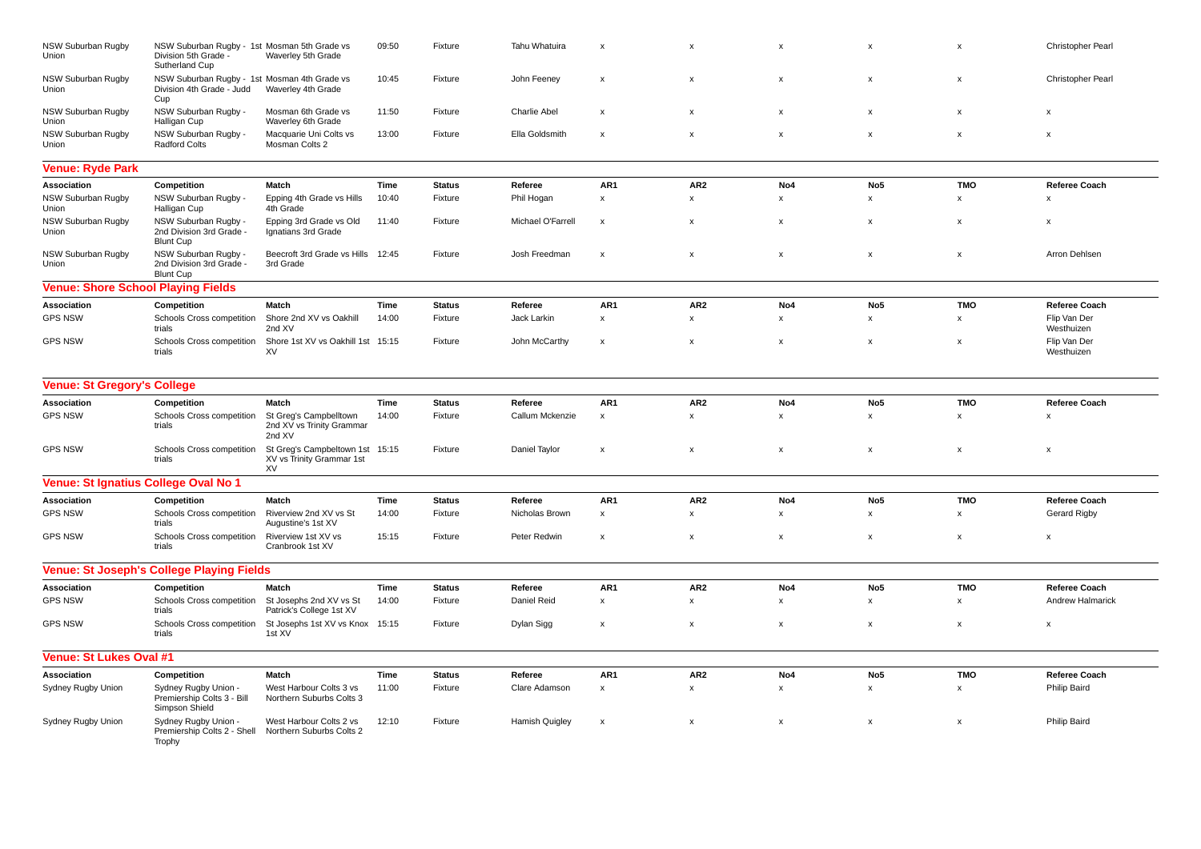| Association | Competition | Match | Time | Status | Referee | AR1 | AR2 | No4 | No5 | TMO | Referee Coach |
|---|---|---|---|---|---|---|---|---|---|---|---|
| NSW Suburban Rugby Union | NSW Suburban Rugby - 1st Division 5th Grade - Sutherland Cup | Mosman 5th Grade vs Waverley 5th Grade | 09:50 | Fixture | Tahu Whatuira | x | x | x | x | x | Christopher Pearl |
| NSW Suburban Rugby Union | NSW Suburban Rugby - 1st Division 4th Grade - Judd Cup | Mosman 4th Grade vs Waverley 4th Grade | 10:45 | Fixture | John Feeney | x | x | x | x | x | Christopher Pearl |
| NSW Suburban Rugby Union | NSW Suburban Rugby - Halligan Cup | Mosman 6th Grade vs Waverley 6th Grade | 11:50 | Fixture | Charlie Abel | x | x | x | x | x | x |
| NSW Suburban Rugby Union | NSW Suburban Rugby - Radford Colts | Macquarie Uni Colts vs Mosman Colts 2 | 13:00 | Fixture | Ella Goldsmith | x | x | x | x | x | x |

## Venue: Ryde Park

| Association | Competition | Match | Time | Status | Referee | AR1 | AR2 | No4 | No5 | TMO | Referee Coach |
|---|---|---|---|---|---|---|---|---|---|---|---|
| NSW Suburban Rugby Union | NSW Suburban Rugby - Halligan Cup | Epping 4th Grade vs Hills 4th Grade | 10:40 | Fixture | Phil Hogan | x | x | x | x | x | x |
| NSW Suburban Rugby Union | NSW Suburban Rugby - 2nd Division 3rd Grade - Blunt Cup | Epping 3rd Grade vs Old Ignatians 3rd Grade | 11:40 | Fixture | Michael O'Farrell | x | x | x | x | x | x |
| NSW Suburban Rugby Union | NSW Suburban Rugby - 2nd Division 3rd Grade - Blunt Cup | Beecroft 3rd Grade vs Hills 3rd Grade | 12:45 | Fixture | Josh Freedman | x | x | x | x | x | Arron Dehlsen |

## Venue: Shore School Playing Fields

| Association | Competition | Match | Time | Status | Referee | AR1 | AR2 | No4 | No5 | TMO | Referee Coach |
|---|---|---|---|---|---|---|---|---|---|---|---|
| GPS NSW | Schools Cross competition trials | Shore 2nd XV vs Oakhill 2nd XV | 14:00 | Fixture | Jack Larkin | x | x | x | x | x | Flip Van Der Westhuizen |
| GPS NSW | Schools Cross competition trials | Shore 1st XV vs Oakhill 1st XV | 15:15 | Fixture | John McCarthy | x | x | x | x | x | Flip Van Der Westhuizen |

## Venue: St Gregory's College

| Association | Competition | Match | Time | Status | Referee | AR1 | AR2 | No4 | No5 | TMO | Referee Coach |
|---|---|---|---|---|---|---|---|---|---|---|---|
| GPS NSW | Schools Cross competition trials | St Greg's Campbelltown 2nd XV vs Trinity Grammar 2nd XV | 14:00 | Fixture | Callum Mckenzie | x | x | x | x | x | x |
| GPS NSW | Schools Cross competition trials | St Greg's Campbeltown 1st XV vs Trinity Grammar 1st XV | 15:15 | Fixture | Daniel Taylor | x | x | x | x | x | x |

## Venue: St Ignatius College Oval No 1

| Association | Competition | Match | Time | Status | Referee | AR1 | AR2 | No4 | No5 | TMO | Referee Coach |
|---|---|---|---|---|---|---|---|---|---|---|---|
| GPS NSW | Schools Cross competition trials | Riverview 2nd XV vs St Augustine's 1st XV | 14:00 | Fixture | Nicholas Brown | x | x | x | x | x | Gerard Rigby |
| GPS NSW | Schools Cross competition trials | Riverview 1st XV vs Cranbrook 1st XV | 15:15 | Fixture | Peter Redwin | x | x | x | x | x | x |

## Venue: St Joseph's College Playing Fields

| Association | Competition | Match | Time | Status | Referee | AR1 | AR2 | No4 | No5 | TMO | Referee Coach |
|---|---|---|---|---|---|---|---|---|---|---|---|
| GPS NSW | Schools Cross competition trials | St Josephs 2nd XV vs St Patrick's College 1st XV | 14:00 | Fixture | Daniel Reid | x | x | x | x | x | Andrew Halmarick |
| GPS NSW | Schools Cross competition trials | St Josephs 1st XV vs Knox 1st XV | 15:15 | Fixture | Dylan Sigg | x | x | x | x | x | x |

## Venue: St Lukes Oval #1

| Association | Competition | Match | Time | Status | Referee | AR1 | AR2 | No4 | No5 | TMO | Referee Coach |
|---|---|---|---|---|---|---|---|---|---|---|---|
| Sydney Rugby Union | Sydney Rugby Union - Premiership Colts 3 - Bill Simpson Shield | West Harbour Colts 3 vs Northern Suburbs Colts 3 | 11:00 | Fixture | Clare Adamson | x | x | x | x | x | Philip Baird |
| Sydney Rugby Union | Sydney Rugby Union - Premiership Colts 2 - Shell Trophy | West Harbour Colts 2 vs Northern Suburbs Colts 2 | 12:10 | Fixture | Hamish Quigley | x | x | x | x | x | Philip Baird |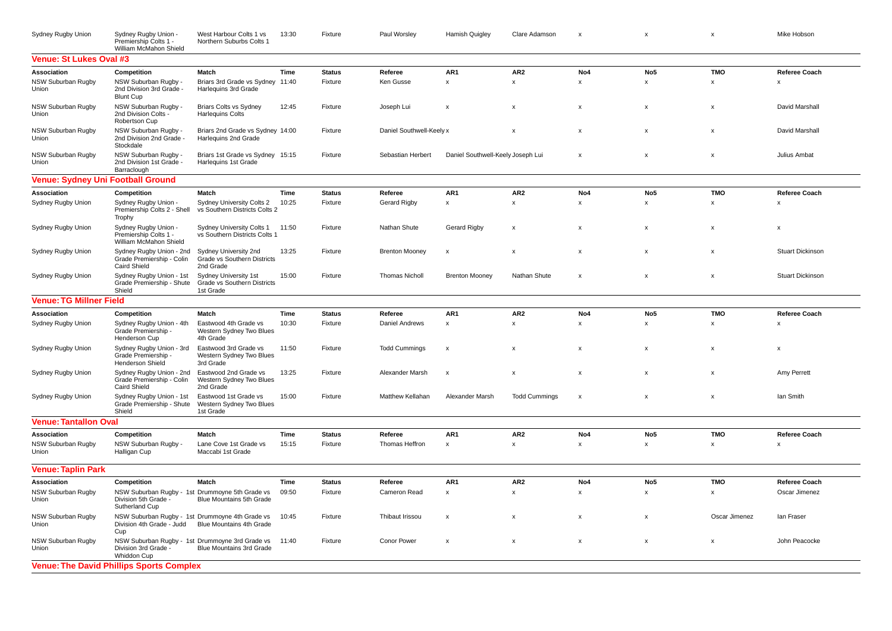| Association | Competition | Match | Time | Status | Referee | AR1 | AR2 | No4 | No5 | TMO | Referee Coach |
|---|---|---|---|---|---|---|---|---|---|---|---|
| Sydney Rugby Union | Sydney Rugby Union - Premiership Colts 1 - William McMahon Shield | West Harbour Colts 1 vs Northern Suburbs Colts 1 | 13:30 | Fixture | Paul Worsley | Hamish Quigley | Clare Adamson | x | x | x | Mike Hobson |

## Venue: St Lukes Oval #3

| Association | Competition | Match | Time | Status | Referee | AR1 | AR2 | No4 | No5 | TMO | Referee Coach |
|---|---|---|---|---|---|---|---|---|---|---|---|
| NSW Suburban Rugby Union | NSW Suburban Rugby - 2nd Division 3rd Grade - Blunt Cup | Briars 3rd Grade vs Sydney Harlequins 3rd Grade | 11:40 | Fixture | Ken Gusse | x | x | x | x | x | x |
| NSW Suburban Rugby Union | NSW Suburban Rugby - 2nd Division Colts - Robertson Cup | Briars Colts vs Sydney Harlequins Colts | 12:45 | Fixture | Joseph Lui | x | x | x | x | x | David Marshall |
| NSW Suburban Rugby Union | NSW Suburban Rugby - 2nd Division 2nd Grade - Stockdale | Briars 2nd Grade vs Sydney Harlequins 2nd Grade | 14:00 | Fixture | Daniel Southwell-Keely | x | x | x | x | x | David Marshall |
| NSW Suburban Rugby Union | NSW Suburban Rugby - 2nd Division 1st Grade - Barraclough | Briars 1st Grade vs Sydney Harlequins 1st Grade | 15:15 | Fixture | Sebastian Herbert | Daniel Southwell-Keely | Joseph Lui | x | x | x | Julius Ambat |

## Venue: Sydney Uni Football Ground

| Association | Competition | Match | Time | Status | Referee | AR1 | AR2 | No4 | No5 | TMO | Referee Coach |
|---|---|---|---|---|---|---|---|---|---|---|---|
| Sydney Rugby Union | Sydney Rugby Union - Premiership Colts 2 - Shell Trophy | Sydney University Colts 2 vs Southern Districts Colts 2 | 10:25 | Fixture | Gerard Rigby | x | x | x | x | x | x |
| Sydney Rugby Union | Sydney Rugby Union - Premiership Colts 1 - William McMahon Shield | Sydney University Colts 1 vs Southern Districts Colts 1 | 11:50 | Fixture | Nathan Shute | Gerard Rigby | x | x | x | x | x |
| Sydney Rugby Union | Sydney Rugby Union - 2nd Grade Premiership - Colin Caird Shield | Sydney University 2nd Grade vs Southern Districts 2nd Grade | 13:25 | Fixture | Brenton Mooney | x | x | x | x | x | Stuart Dickinson |
| Sydney Rugby Union | Sydney Rugby Union - 1st Grade Premiership - Shute Shield | Sydney University 1st Grade vs Southern Districts 1st Grade | 15:00 | Fixture | Thomas Nicholl | Brenton Mooney | Nathan Shute | x | x | x | Stuart Dickinson |

## Venue: TG Millner Field

| Association | Competition | Match | Time | Status | Referee | AR1 | AR2 | No4 | No5 | TMO | Referee Coach |
|---|---|---|---|---|---|---|---|---|---|---|---|
| Sydney Rugby Union | Sydney Rugby Union - 4th Grade Premiership - Henderson Cup | Eastwood 4th Grade vs Western Sydney Two Blues 4th Grade | 10:30 | Fixture | Daniel Andrews | x | x | x | x | x | x |
| Sydney Rugby Union | Sydney Rugby Union - 3rd Grade Premiership - Henderson Shield | Eastwood 3rd Grade vs Western Sydney Two Blues 3rd Grade | 11:50 | Fixture | Todd Cummings | x | x | x | x | x | x |
| Sydney Rugby Union | Sydney Rugby Union - 2nd Grade Premiership - Colin Caird Shield | Eastwood 2nd Grade vs Western Sydney Two Blues 2nd Grade | 13:25 | Fixture | Alexander Marsh | x | x | x | x | x | Amy Perrett |
| Sydney Rugby Union | Sydney Rugby Union - 1st Grade Premiership - Shute Shield | Eastwood 1st Grade vs Western Sydney Two Blues 1st Grade | 15:00 | Fixture | Matthew Kellahan | Alexander Marsh | Todd Cummings | x | x | x | Ian Smith |

## Venue: Tantallon Oval

| Association | Competition | Match | Time | Status | Referee | AR1 | AR2 | No4 | No5 | TMO | Referee Coach |
|---|---|---|---|---|---|---|---|---|---|---|---|
| NSW Suburban Rugby Union | NSW Suburban Rugby - Halligan Cup | Lane Cove 1st Grade vs Maccabi 1st Grade | 15:15 | Fixture | Thomas Heffron | x | x | x | x | x | x |

## Venue: Taplin Park

| Association | Competition | Match | Time | Status | Referee | AR1 | AR2 | No4 | No5 | TMO | Referee Coach |
|---|---|---|---|---|---|---|---|---|---|---|---|
| NSW Suburban Rugby Union | NSW Suburban Rugby - 1st Division 5th Grade - Sutherland Cup | Drummoyne 5th Grade vs Blue Mountains 5th Grade | 09:50 | Fixture | Cameron Read | x | x | x | x | x | Oscar Jimenez |
| NSW Suburban Rugby Union | NSW Suburban Rugby - 1st Division 4th Grade - Judd Cup | Drummoyne 4th Grade vs Blue Mountains 4th Grade | 10:45 | Fixture | Thibaut Irissou | x | x | x | x | Oscar Jimenez | Ian Fraser |
| NSW Suburban Rugby Union | NSW Suburban Rugby - 1st Division 3rd Grade - Whiddon Cup | Drummoyne 3rd Grade vs Blue Mountains 3rd Grade | 11:40 | Fixture | Conor Power | x | x | x | x | x | John Peacocke |

## Venue: The David Phillips Sports Complex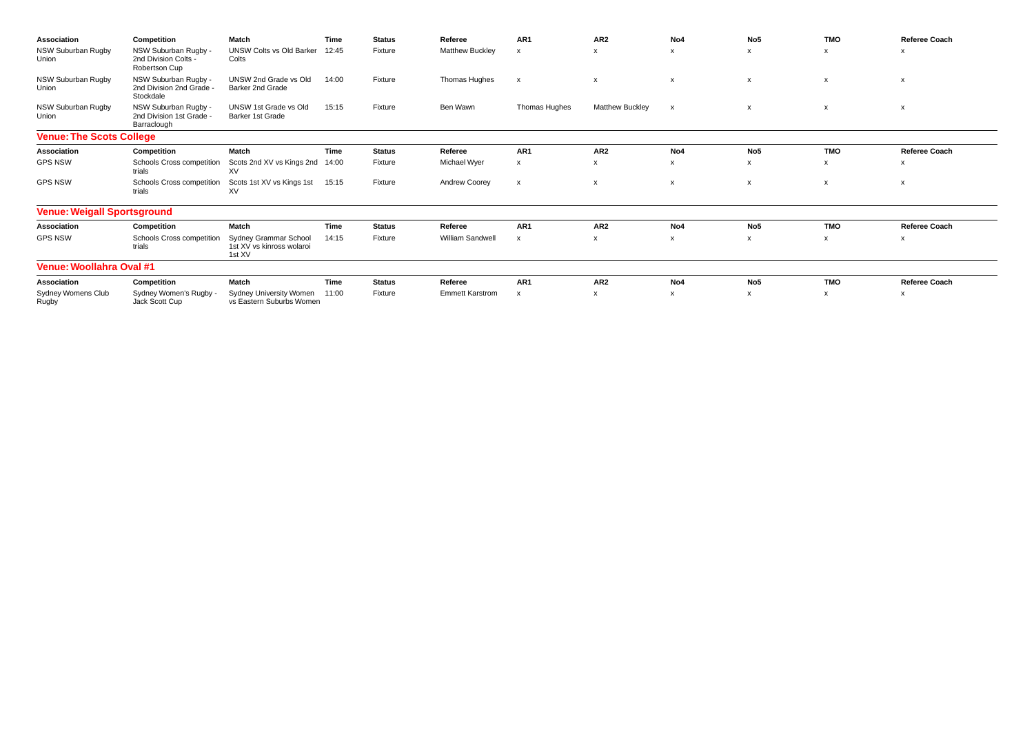| Association | Competition | Match | Time | Status | Referee | AR1 | AR2 | No4 | No5 | TMO | Referee Coach |
|---|---|---|---|---|---|---|---|---|---|---|---|
| NSW Suburban Rugby Union | NSW Suburban Rugby - 2nd Division Colts - Robertson Cup | UNSW Colts vs Old Barker Colts | 12:45 | Fixture | Matthew Buckley | x | x | x | x | x | x |
| NSW Suburban Rugby Union | NSW Suburban Rugby - 2nd Division 2nd Grade - Stockdale | UNSW 2nd Grade vs Old Barker 2nd Grade | 14:00 | Fixture | Thomas Hughes | x | x | x | x | x | x |
| NSW Suburban Rugby Union | NSW Suburban Rugby - 2nd Division 1st Grade - Barraclough | UNSW 1st Grade vs Old Barker 1st Grade | 15:15 | Fixture | Ben Wawn | Thomas Hughes | Matthew Buckley | x | x | x | x |

## Venue: The Scots College

| Association | Competition | Match | Time | Status | Referee | AR1 | AR2 | No4 | No5 | TMO | Referee Coach |
|---|---|---|---|---|---|---|---|---|---|---|---|
| GPS NSW | Schools Cross competition trials | Scots 2nd XV vs Kings 2nd XV | 14:00 | Fixture | Michael Wyer | x | x | x | x | x | x |
| GPS NSW | Schools Cross competition trials | Scots 1st XV vs Kings 1st XV | 15:15 | Fixture | Andrew Coorey | x | x | x | x | x | x |

## Venue: Weigall Sportsground

| Association | Competition | Match | Time | Status | Referee | AR1 | AR2 | No4 | No5 | TMO | Referee Coach |
|---|---|---|---|---|---|---|---|---|---|---|---|
| GPS NSW | Schools Cross competition trials | Sydney Grammar School 1st XV vs kinross wolaroi 1st XV | 14:15 | Fixture | William Sandwell | x | x | x | x | x | x |

## Venue: Woollahra Oval #1

| Association | Competition | Match | Time | Status | Referee | AR1 | AR2 | No4 | No5 | TMO | Referee Coach |
|---|---|---|---|---|---|---|---|---|---|---|---|
| Sydney Womens Club Rugby | Sydney Women's Rugby - Jack Scott Cup | Sydney University Women vs Eastern Suburbs Women | 11:00 | Fixture | Emmett Karstrom | x | x | x | x | x | x |